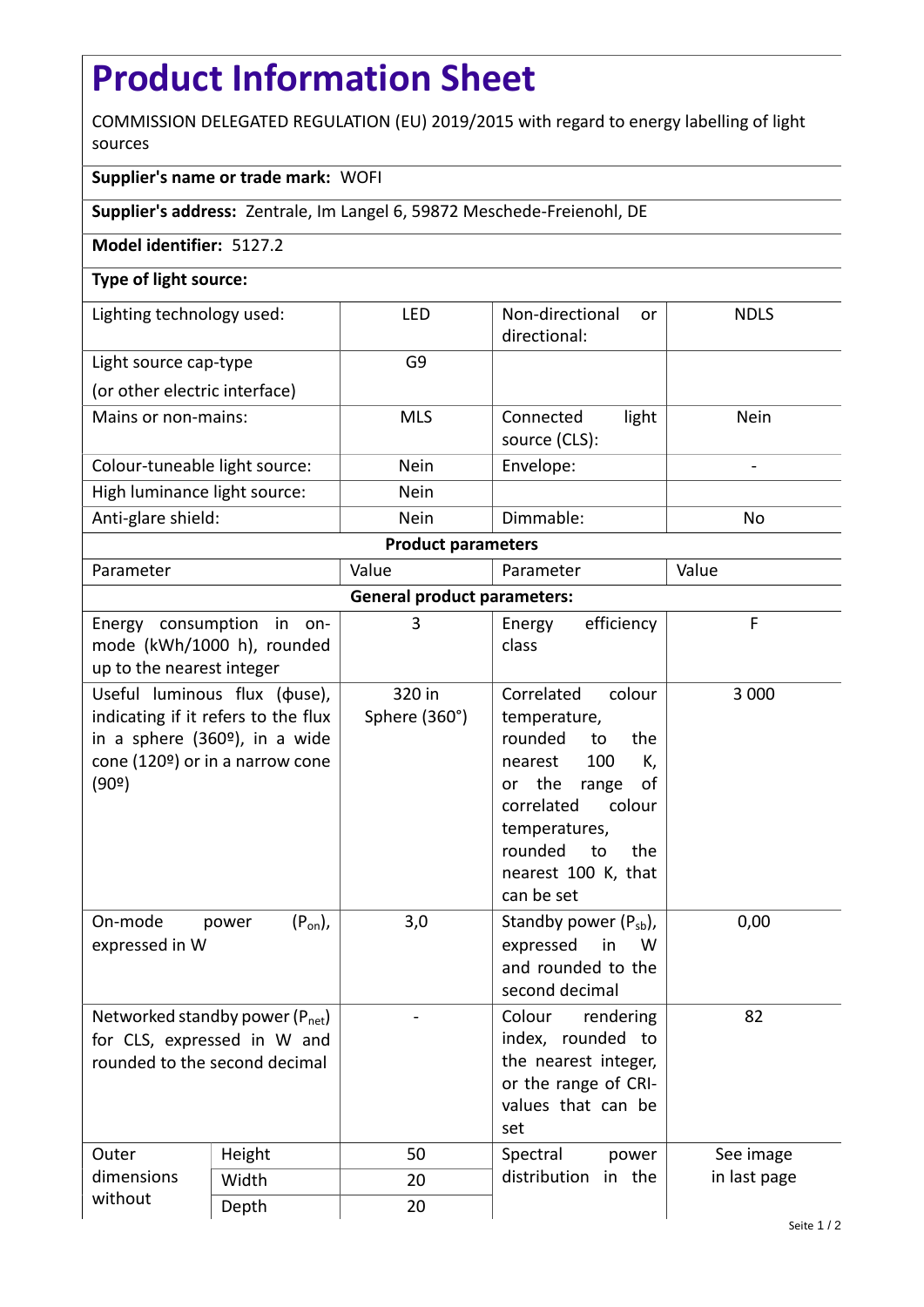# Product Information Sheet

COMMISSION DELEGATED REGULATION (EU) 2019/2015 with regard to energy labelling of light sources

**Supplier's name or trade mark:** WOFI

**Supplier's address:** Zentrale, Im Langel 6, 59872 Meschede-Freienohl, DE

**Model identifier:** 5127.2

**Type of light source:**

| | | | |
|---|---|---|---|
| Lighting technology used: | LED | Non-directional or directional: | NDLS |
| Light source cap-type (or other electric interface) | G9 | | |
| Mains or non-mains: | MLS | Connected light source (CLS): | Nein |
| Colour-tuneable light source: | Nein | Envelope: | - |
| High luminance light source: | Nein | | |
| Anti-glare shield: | Nein | Dimmable: | No |

**Product parameters**

| Parameter | | Value | Parameter | Value |
|---|---|---|---|---|
| **General product parameters:** | | | | |
| Energy consumption in on-mode (kWh/1000 h), rounded up to the nearest integer | | 3 | Energy efficiency class | F |
| Useful luminous flux (ϕuse), indicating if it refers to the flux in a sphere (360º), in a wide cone (120º) or in a narrow cone (90º) | | 320 in Sphere (360°) | Correlated colour temperature, rounded to the nearest 100 K, or the range of correlated colour temperatures, rounded to the nearest 100 K, that can be set | 3 000 |
| On-mode power ($P_{on}$), expressed in W | | 3,0 | Standby power ($P_{sb}$), expressed in W and rounded to the second decimal | 0,00 |
| Networked standby power ($P_{net}$) for CLS, expressed in W and rounded to the second decimal | | - | Colour rendering index, rounded to the nearest integer, or the range of CRI-values that can be set | 82 |
| Outer dimensions without | Height | 50 | Spectral power distribution in the | See image in last page |
| | Width | 20 | | |
| | Depth | 20 | | |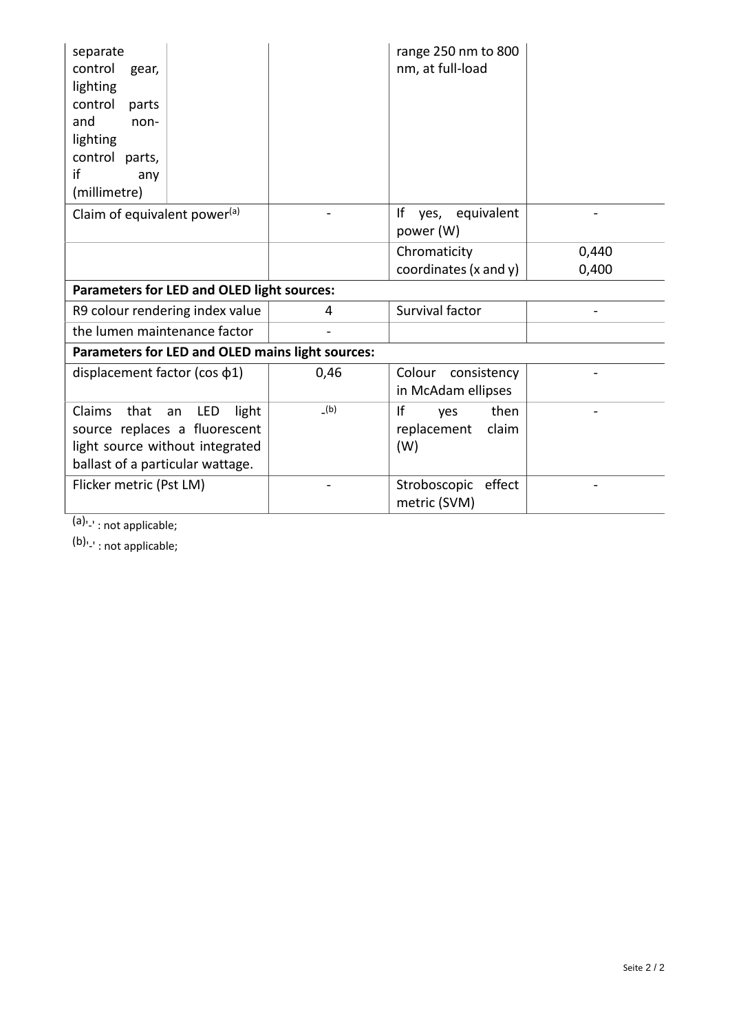| | | | |
|---|---|---|---|
| separate control gear, lighting control parts and non-lighting control parts, if any (millimetre) | | range 250 nm to 800 nm, at full-load | |
| Claim of equivalent power[(a)] | - | If yes, equivalent power (W) | - |
| | | Chromaticity coordinates (x and y) | 0,440<br>0,400 |
| **Parameters for LED and OLED light sources:** | | | |
| R9 colour rendering index value | 4 | Survival factor | - |
| the lumen maintenance factor | - | | |
| **Parameters for LED and OLED mains light sources:** | | | |
| displacement factor (cos ϕ1) | 0,46 | Colour consistency in McAdam ellipses | - |
| Claims that an LED light source replaces a fluorescent light source without integrated ballast of a particular wattage. | -[(b)] | If yes then replacement claim (W) | - |
| Flicker metric (Pst LM) | - | Stroboscopic effect metric (SVM) | - |

(a)'-' : not applicable;

(b)'-' : not applicable;